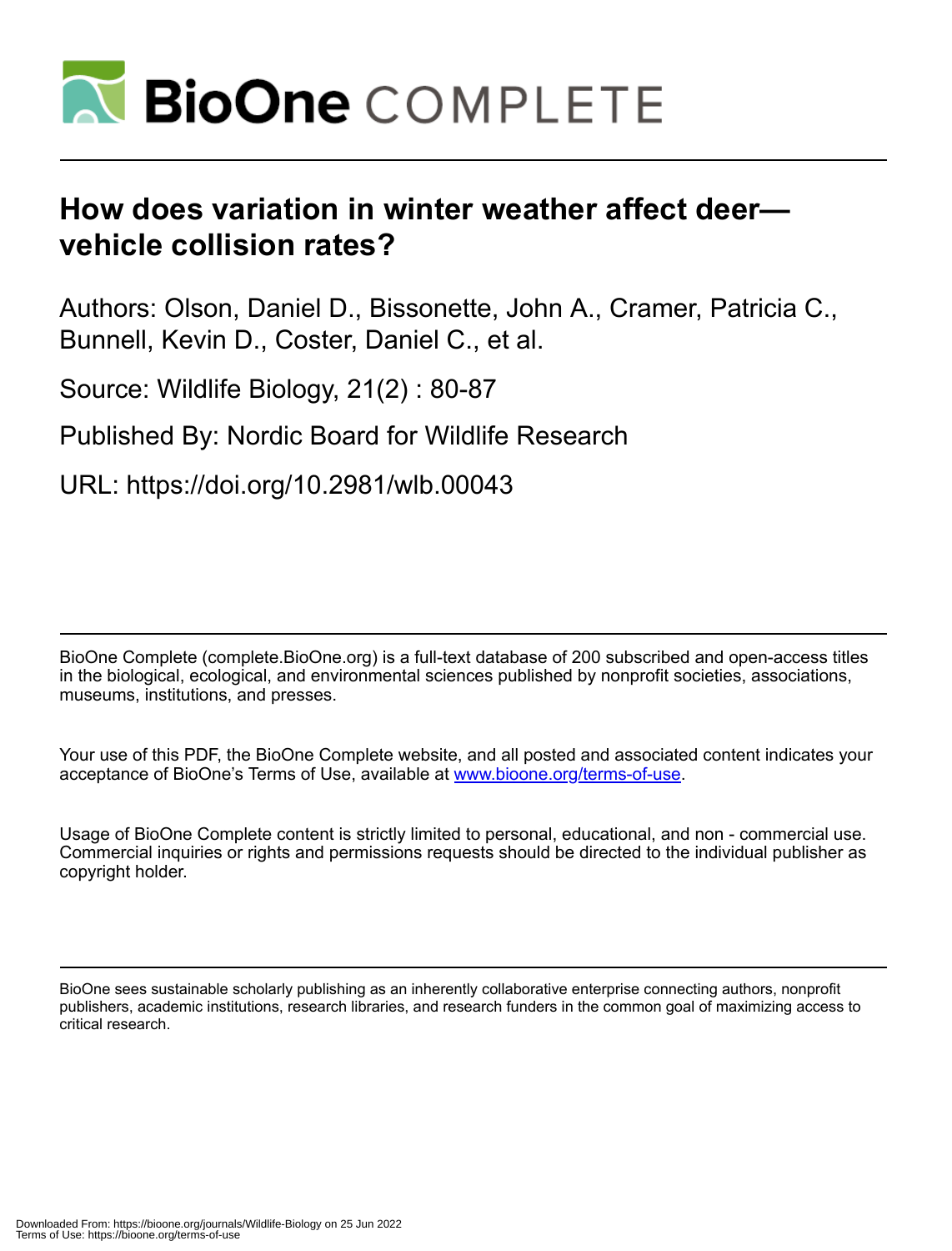# How does variation in winter weather affect deer—vehicle collision rates?

Authors: Olson, Daniel D., Bissonette, John A., Cramer, Patricia C., Bunnell, Kevin D., Coster, Daniel C., et al.

Source: Wildlife Biology, 21(2) : 80-87

Published By: Nordic Board for Wildlife Research

URL: https://doi.org/10.2981/wlb.00043

BioOne Complete (complete.BioOne.org) is a full-text database of 200 subscribed and open-access titles in the biological, ecological, and environmental sciences published by nonprofit societies, associations, museums, institutions, and presses.

Your use of this PDF, the BioOne Complete website, and all posted and associated content indicates your acceptance of BioOne's Terms of Use, available at www.bioone.org/terms-of-use.

Usage of BioOne Complete content is strictly limited to personal, educational, and non - commercial use. Commercial inquiries or rights and permissions requests should be directed to the individual publisher as copyright holder.

BioOne sees sustainable scholarly publishing as an inherently collaborative enterprise connecting authors, nonprofit publishers, academic institutions, research libraries, and research funders in the common goal of maximizing access to critical research.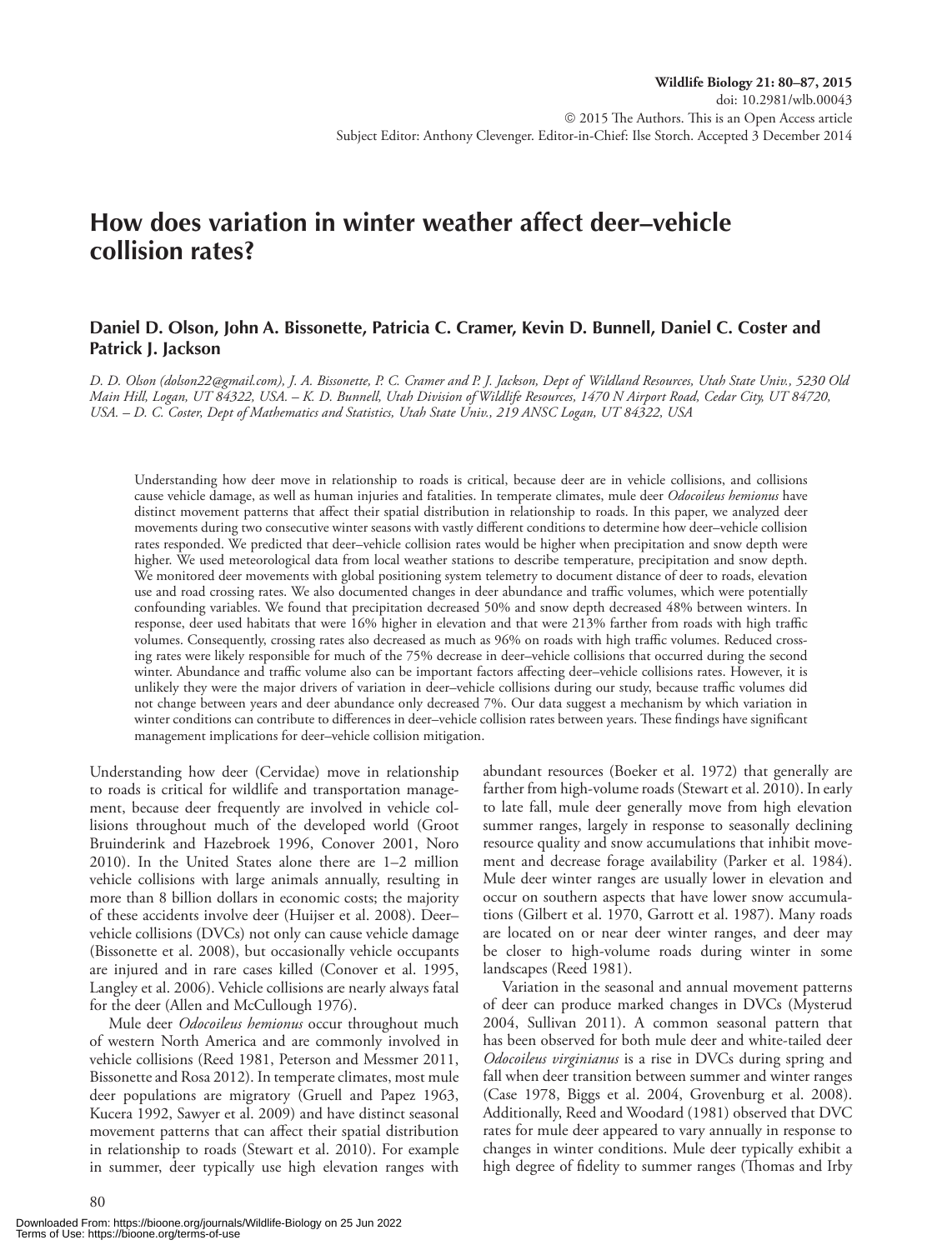# How does variation in winter weather affect deer–vehicle collision rates?

**Daniel D. Olson, John A. Bissonette, Patricia C. Cramer, Kevin D. Bunnell, Daniel C. Coster and Patrick J. Jackson**

*D. D. Olson (dolson22@gmail.com), J. A. Bissonette, P. C. Cramer and P. J. Jackson, Dept of Wildland Resources, Utah State Univ., 5230 Old Main Hill, Logan, UT 84322, USA. – K. D. Bunnell, Utah Division of Wildlife Resources, 1470 N Airport Road, Cedar City, UT 84720, USA. – D. C. Coster, Dept of Mathematics and Statistics, Utah State Univ., 219 ANSC Logan, UT 84322, USA*

Understanding how deer move in relationship to roads is critical, because deer are in vehicle collisions, and collisions cause vehicle damage, as well as human injuries and fatalities. In temperate climates, mule deer *Odocoileus hemionus* have distinct movement patterns that affect their spatial distribution in relationship to roads. In this paper, we analyzed deer movements during two consecutive winter seasons with vastly different conditions to determine how deer–vehicle collision rates responded. We predicted that deer–vehicle collision rates would be higher when precipitation and snow depth were higher. We used meteorological data from local weather stations to describe temperature, precipitation and snow depth. We monitored deer movements with global positioning system telemetry to document distance of deer to roads, elevation use and road crossing rates. We also documented changes in deer abundance and traffic volumes, which were potentially confounding variables. We found that precipitation decreased 50% and snow depth decreased 48% between winters. In response, deer used habitats that were 16% higher in elevation and that were 213% farther from roads with high traffic volumes. Consequently, crossing rates also decreased as much as 96% on roads with high traffic volumes. Reduced crossing rates were likely responsible for much of the 75% decrease in deer–vehicle collisions that occurred during the second winter. Abundance and traffic volume also can be important factors affecting deer–vehicle collisions rates. However, it is unlikely they were the major drivers of variation in deer–vehicle collisions during our study, because traffic volumes did not change between years and deer abundance only decreased 7%. Our data suggest a mechanism by which variation in winter conditions can contribute to differences in deer–vehicle collision rates between years. These findings have significant management implications for deer–vehicle collision mitigation.

Understanding how deer (Cervidae) move in relationship to roads is critical for wildlife and transportation management, because deer frequently are involved in vehicle collisions throughout much of the developed world (Groot Bruinderink and Hazebroek 1996, Conover 2001, Noro 2010). In the United States alone there are 1–2 million vehicle collisions with large animals annually, resulting in more than 8 billion dollars in economic costs; the majority of these accidents involve deer (Huijser et al. 2008). Deer–vehicle collisions (DVCs) not only can cause vehicle damage (Bissonette et al. 2008), but occasionally vehicle occupants are injured and in rare cases killed (Conover et al. 1995, Langley et al. 2006). Vehicle collisions are nearly always fatal for the deer (Allen and McCullough 1976).

Mule deer *Odocoileus hemionus* occur throughout much of western North America and are commonly involved in vehicle collisions (Reed 1981, Peterson and Messmer 2011, Bissonette and Rosa 2012). In temperate climates, most mule deer populations are migratory (Gruell and Papez 1963, Kucera 1992, Sawyer et al. 2009) and have distinct seasonal movement patterns that can affect their spatial distribution in relationship to roads (Stewart et al. 2010). For example in summer, deer typically use high elevation ranges with abundant resources (Boeker et al. 1972) that generally are farther from high-volume roads (Stewart et al. 2010). In early to late fall, mule deer generally move from high elevation summer ranges, largely in response to seasonally declining resource quality and snow accumulations that inhibit movement and decrease forage availability (Parker et al. 1984). Mule deer winter ranges are usually lower in elevation and occur on southern aspects that have lower snow accumulations (Gilbert et al. 1970, Garrott et al. 1987). Many roads are located on or near deer winter ranges, and deer may be closer to high-volume roads during winter in some landscapes (Reed 1981).

Variation in the seasonal and annual movement patterns of deer can produce marked changes in DVCs (Mysterud 2004, Sullivan 2011). A common seasonal pattern that has been observed for both mule deer and white-tailed deer *Odocoileus virginianus* is a rise in DVCs during spring and fall when deer transition between summer and winter ranges (Case 1978, Biggs et al. 2004, Grovenburg et al. 2008). Additionally, Reed and Woodard (1981) observed that DVC rates for mule deer appeared to vary annually in response to changes in winter conditions. Mule deer typically exhibit a high degree of fidelity to summer ranges (Thomas and Irby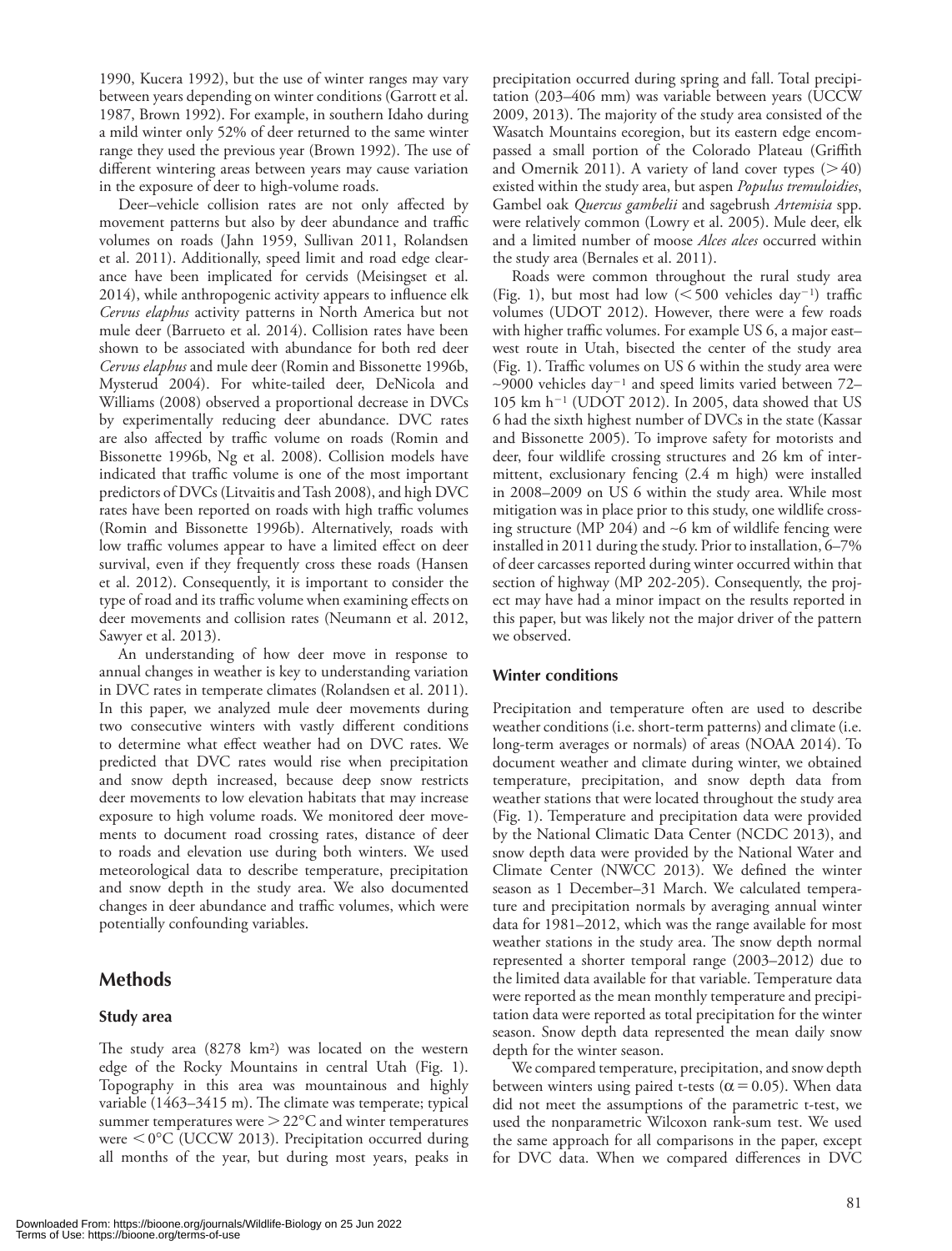1990, Kucera 1992), but the use of winter ranges may vary between years depending on winter conditions (Garrott et al. 1987, Brown 1992). For example, in southern Idaho during a mild winter only 52% of deer returned to the same winter range they used the previous year (Brown 1992). The use of different wintering areas between years may cause variation in the exposure of deer to high-volume roads.

Deer–vehicle collision rates are not only affected by movement patterns but also by deer abundance and traffic volumes on roads (Jahn 1959, Sullivan 2011, Rolandsen et al. 2011). Additionally, speed limit and road edge clearance have been implicated for cervids (Meisingset et al. 2014), while anthropogenic activity appears to influence elk *Cervus elaphus* activity patterns in North America but not mule deer (Barrueto et al. 2014). Collision rates have been shown to be associated with abundance for both red deer *Cervus elaphus* and mule deer (Romin and Bissonette 1996b, Mysterud 2004). For white-tailed deer, DeNicola and Williams (2008) observed a proportional decrease in DVCs by experimentally reducing deer abundance. DVC rates are also affected by traffic volume on roads (Romin and Bissonette 1996b, Ng et al. 2008). Collision models have indicated that traffic volume is one of the most important predictors of DVCs (Litvaitis and Tash 2008), and high DVC rates have been reported on roads with high traffic volumes (Romin and Bissonette 1996b). Alternatively, roads with low traffic volumes appear to have a limited effect on deer survival, even if they frequently cross these roads (Hansen et al. 2012). Consequently, it is important to consider the type of road and its traffic volume when examining effects on deer movements and collision rates (Neumann et al. 2012, Sawyer et al. 2013).

An understanding of how deer move in response to annual changes in weather is key to understanding variation in DVC rates in temperate climates (Rolandsen et al. 2011). In this paper, we analyzed mule deer movements during two consecutive winters with vastly different conditions to determine what effect weather had on DVC rates. We predicted that DVC rates would rise when precipitation and snow depth increased, because deep snow restricts deer movements to low elevation habitats that may increase exposure to high volume roads. We monitored deer movements to document road crossing rates, distance of deer to roads and elevation use during both winters. We used meteorological data to describe temperature, precipitation and snow depth in the study area. We also documented changes in deer abundance and traffic volumes, which were potentially confounding variables.

## Methods

### Study area

The study area (8278 km$^2$) was located on the western edge of the Rocky Mountains in central Utah (Fig. 1). Topography in this area was mountainous and highly variable (1463–3415 m). The climate was temperate; typical summer temperatures were $>22$°C and winter temperatures were $<0$°C (UCCW 2013). Precipitation occurred during all months of the year, but during most years, peaks in precipitation occurred during spring and fall. Total precipitation (203–406 mm) was variable between years (UCCW 2009, 2013). The majority of the study area consisted of the Wasatch Mountains ecoregion, but its eastern edge encompassed a small portion of the Colorado Plateau (Griffith and Omernik 2011). A variety of land cover types ($>40$) existed within the study area, but aspen *Populus tremuloidies*, Gambel oak *Quercus gambelii* and sagebrush *Artemisia* spp. were relatively common (Lowry et al. 2005). Mule deer, elk and a limited number of moose *Alces alces* occurred within the study area (Bernales et al. 2011).

Roads were common throughout the rural study area (Fig. 1), but most had low ($<500$ vehicles day$^{-1}$) traffic volumes (UDOT 2012). However, there were a few roads with higher traffic volumes. For example US 6, a major east–west route in Utah, bisected the center of the study area (Fig. 1). Traffic volumes on US 6 within the study area were ~9000 vehicles day$^{-1}$ and speed limits varied between 72–105 km h$^{-1}$ (UDOT 2012). In 2005, data showed that US 6 had the sixth highest number of DVCs in the state (Kassar and Bissonette 2005). To improve safety for motorists and deer, four wildlife crossing structures and 26 km of intermittent, exclusionary fencing (2.4 m high) were installed in 2008–2009 on US 6 within the study area. While most mitigation was in place prior to this study, one wildlife crossing structure (MP 204) and ~6 km of wildlife fencing were installed in 2011 during the study. Prior to installation, 6–7% of deer carcasses reported during winter occurred within that section of highway (MP 202-205). Consequently, the project may have had a minor impact on the results reported in this paper, but was likely not the major driver of the pattern we observed.

### Winter conditions

Precipitation and temperature often are used to describe weather conditions (i.e. short-term patterns) and climate (i.e. long-term averages or normals) of areas (NOAA 2014). To document weather and climate during winter, we obtained temperature, precipitation, and snow depth data from weather stations that were located throughout the study area (Fig. 1). Temperature and precipitation data were provided by the National Climatic Data Center (NCDC 2013), and snow depth data were provided by the National Water and Climate Center (NWCC 2013). We defined the winter season as 1 December–31 March. We calculated temperature and precipitation normals by averaging annual winter data for 1981–2012, which was the range available for most weather stations in the study area. The snow depth normal represented a shorter temporal range (2003–2012) due to the limited data available for that variable. Temperature data were reported as the mean monthly temperature and precipitation data were reported as total precipitation for the winter season. Snow depth data represented the mean daily snow depth for the winter season.

We compared temperature, precipitation, and snow depth between winters using paired t-tests ($\alpha = 0.05$). When data did not meet the assumptions of the parametric t-test, we used the nonparametric Wilcoxon rank-sum test. We used the same approach for all comparisons in the paper, except for DVC data. When we compared differences in DVC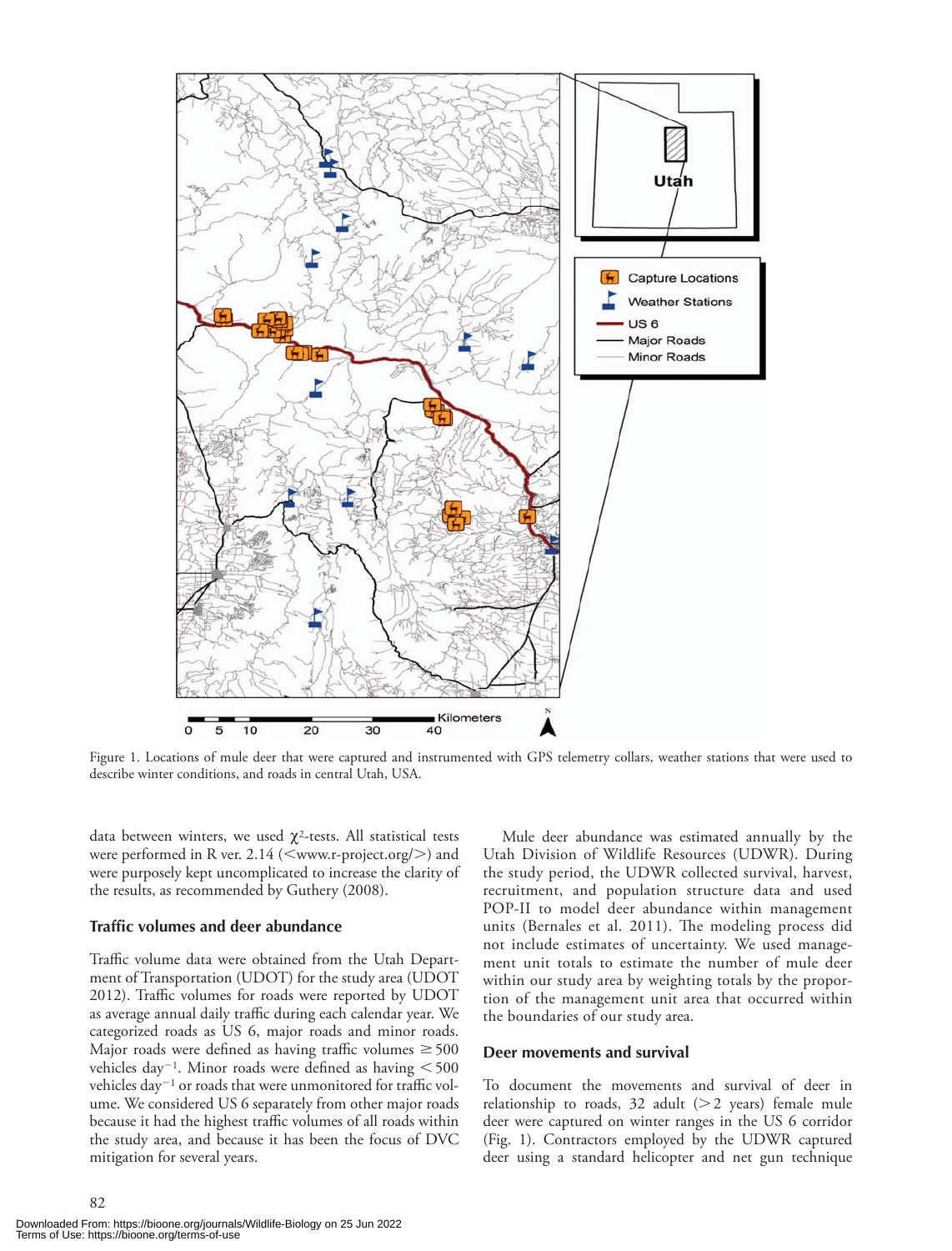Capture Locations

Weather Stations

US 6

Major Roads

Minor Roads

Utah

0 5 10 20 30 40 Kilometers

N

Figure 1. Locations of mule deer that were captured and instrumented with GPS telemetry collars, weather stations that were used to describe winter conditions, and roads in central Utah, USA.

data between winters, we used $\chi^2$-tests. All statistical tests were performed in R ver. 2.14 (<www.r-project.org/>) and were purposely kept uncomplicated to increase the clarity of the results, as recommended by Guthery (2008).

### Traffic volumes and deer abundance

Traffic volume data were obtained from the Utah Department of Transportation (UDOT) for the study area (UDOT 2012). Traffic volumes for roads were reported by UDOT as average annual daily traffic during each calendar year. We categorized roads as US 6, major roads and minor roads. Major roads were defined as having traffic volumes $\geq 500$ vehicles day$^{-1}$. Minor roads were defined as having $< 500$ vehicles day$^{-1}$ or roads that were unmonitored for traffic volume. We considered US 6 separately from other major roads because it had the highest traffic volumes of all roads within the study area, and because it has been the focus of DVC mitigation for several years.

Mule deer abundance was estimated annually by the Utah Division of Wildlife Resources (UDWR). During the study period, the UDWR collected survival, harvest, recruitment, and population structure data and used POP-II to model deer abundance within management units (Bernales et al. 2011). The modeling process did not include estimates of uncertainty. We used management unit totals to estimate the number of mule deer within our study area by weighting totals by the proportion of the management unit area that occurred within the boundaries of our study area.

### Deer movements and survival

To document the movements and survival of deer in relationship to roads, 32 adult ($>2$ years) female mule deer were captured on winter ranges in the US 6 corridor (Fig. 1). Contractors employed by the UDWR captured deer using a standard helicopter and net gun technique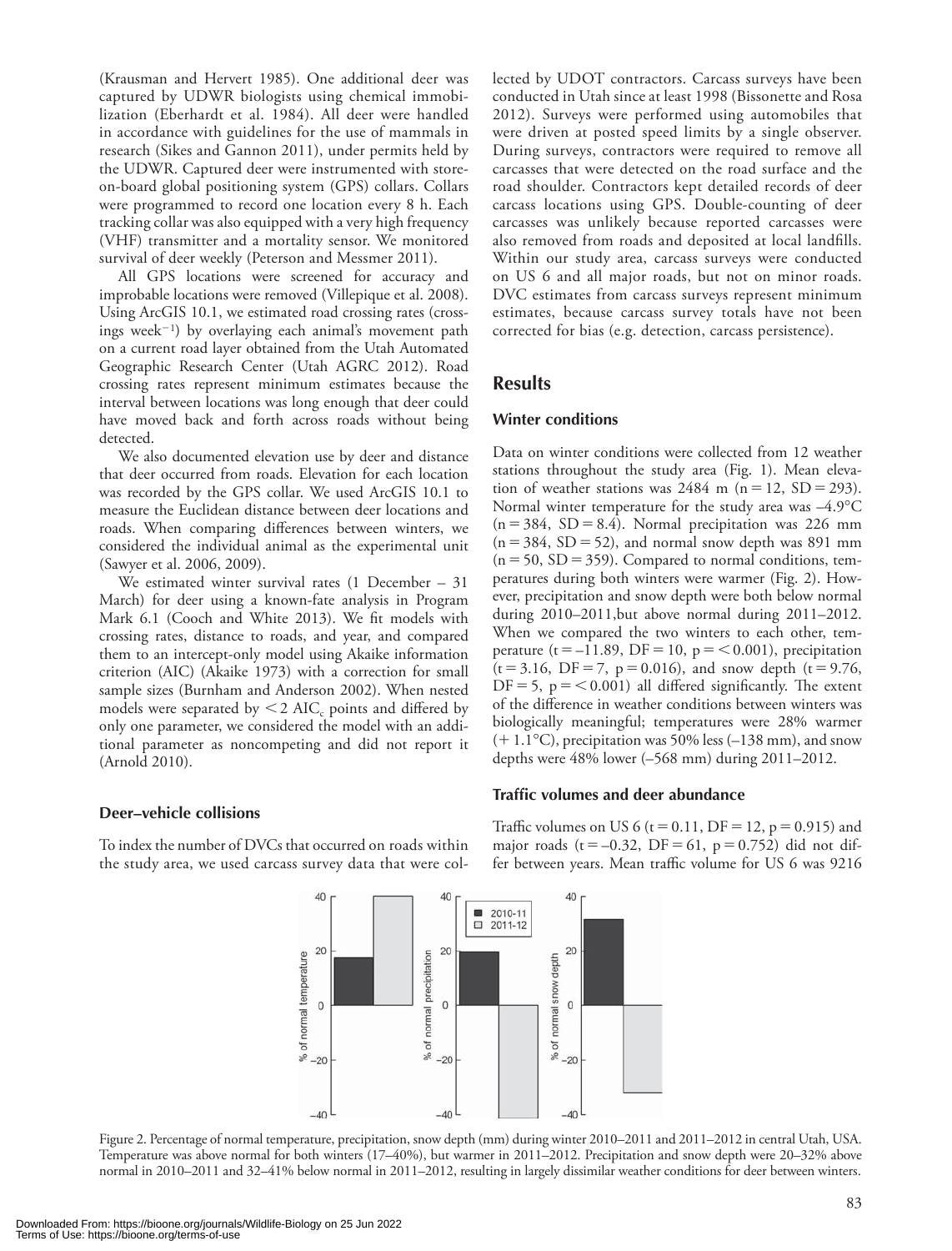(Krausman and Hervert 1985). One additional deer was captured by UDWR biologists using chemical immobilization (Eberhardt et al. 1984). All deer were handled in accordance with guidelines for the use of mammals in research (Sikes and Gannon 2011), under permits held by the UDWR. Captured deer were instrumented with store-on-board global positioning system (GPS) collars. Collars were programmed to record one location every 8 h. Each tracking collar was also equipped with a very high frequency (VHF) transmitter and a mortality sensor. We monitored survival of deer weekly (Peterson and Messmer 2011).

All GPS locations were screened for accuracy and improbable locations were removed (Villepique et al. 2008). Using ArcGIS 10.1, we estimated road crossing rates (crossings week$^{-1}$) by overlaying each animal's movement path on a current road layer obtained from the Utah Automated Geographic Research Center (Utah AGRC 2012). Road crossing rates represent minimum estimates because the interval between locations was long enough that deer could have moved back and forth across roads without being detected.

We also documented elevation use by deer and distance that deer occurred from roads. Elevation for each location was recorded by the GPS collar. We used ArcGIS 10.1 to measure the Euclidean distance between deer locations and roads. When comparing differences between winters, we considered the individual animal as the experimental unit (Sawyer et al. 2006, 2009).

We estimated winter survival rates (1 December – 31 March) for deer using a known-fate analysis in Program Mark 6.1 (Cooch and White 2013). We fit models with crossing rates, distance to roads, and year, and compared them to an intercept-only model using Akaike information criterion (AIC) (Akaike 1973) with a correction for small sample sizes (Burnham and Anderson 2002). When nested models were separated by $< 2$ $AIC_c$ points and differed by only one parameter, we considered the model with an additional parameter as noncompeting and did not report it (Arnold 2010).

### Deer–vehicle collisions

To index the number of DVCs that occurred on roads within the study area, we used carcass survey data that were collected by UDOT contractors. Carcass surveys have been conducted in Utah since at least 1998 (Bissonette and Rosa 2012). Surveys were performed using automobiles that were driven at posted speed limits by a single observer. During surveys, contractors were required to remove all carcasses that were detected on the road surface and the road shoulder. Contractors kept detailed records of deer carcass locations using GPS. Double-counting of deer carcasses was unlikely because reported carcasses were also removed from roads and deposited at local landfills. Within our study area, carcass surveys were conducted on US 6 and all major roads, but not on minor roads. DVC estimates from carcass surveys represent minimum estimates, because carcass survey totals have not been corrected for bias (e.g. detection, carcass persistence).

## Results

### Winter conditions

Data on winter conditions were collected from 12 weather stations throughout the study area (Fig. 1). Mean elevation of weather stations was 2484 m ($n = 12$, $SD = 293$). Normal winter temperature for the study area was –4.9°C ($n = 384$, $SD = 8.4$). Normal precipitation was 226 mm ($n = 384$, $SD = 52$), and normal snow depth was 891 mm ($n = 50$, $SD = 359$). Compared to normal conditions, temperatures during both winters were warmer (Fig. 2). However, precipitation and snow depth were both below normal during 2010–2011,but above normal during 2011–2012. When we compared the two winters to each other, temperature ($t = –11.89$, $DF = 10$, $p = < 0.001$), precipitation ($t = 3.16$, $DF = 7$, $p = 0.016$), and snow depth ($t = 9.76$, $DF = 5$, $p = < 0.001$) all differed significantly. The extent of the difference in weather conditions between winters was biologically meaningful; temperatures were 28% warmer (+ 1.1°C), precipitation was 50% less (–138 mm), and snow depths were 48% lower (–568 mm) during 2011–2012.

### Traffic volumes and deer abundance

Traffic volumes on US 6 ($t = 0.11$, $DF = 12$, $p = 0.915$) and major roads ($t = –0.32$, $DF = 61$, $p = 0.752$) did not differ between years. Mean traffic volume for US 6 was 9216

% of normal temperature
% of normal precipitation
% of normal snow depth
40
20
0
–20
–40
2010-11
2011-12

Figure 2. Percentage of normal temperature, precipitation, snow depth (mm) during winter 2010–2011 and 2011–2012 in central Utah, USA. Temperature was above normal for both winters (17–40%), but warmer in 2011–2012. Precipitation and snow depth were 20–32% above normal in 2010–2011 and 32–41% below normal in 2011–2012, resulting in largely dissimilar weather conditions for deer between winters.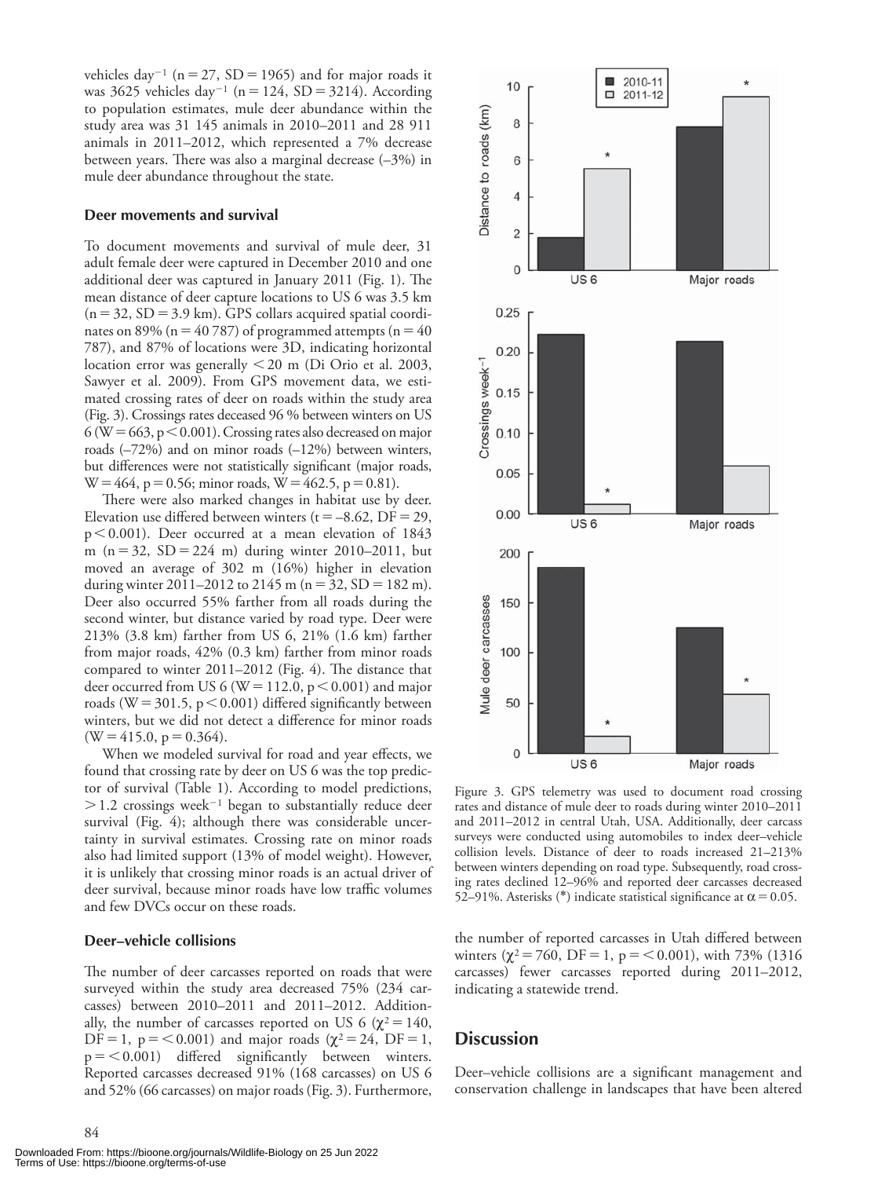vehicles $day^{-1}$ (n = 27, SD = 1965) and for major roads it was 3625 vehicles $day^{-1}$ (n = 124, SD = 3214). According to population estimates, mule deer abundance within the study area was 31 145 animals in 2010–2011 and 28 911 animals in 2011–2012, which represented a 7% decrease between years. There was also a marginal decrease (–3%) in mule deer abundance throughout the state.

### Deer movements and survival

To document movements and survival of mule deer, 31 adult female deer were captured in December 2010 and one additional deer was captured in January 2011 (Fig. 1). The mean distance of deer capture locations to US 6 was 3.5 km (n = 32, SD = 3.9 km). GPS collars acquired spatial coordinates on 89% (n = 40 787) of programmed attempts (n = 40 787), and 87% of locations were 3D, indicating horizontal location error was generally < 20 m (Di Orio et al. 2003, Sawyer et al. 2009). From GPS movement data, we estimated crossing rates of deer on roads within the study area (Fig. 3). Crossings rates deceased 96 % between winters on US 6 (W = 663, $p < 0.001$). Crossing rates also decreased on major roads (–72%) and on minor roads (–12%) between winters, but differences were not statistically significant (major roads, W = 464, p = 0.56; minor roads, W = 462.5, p = 0.81).

There were also marked changes in habitat use by deer. Elevation use differed between winters (t = –8.62, DF = 29, $p < 0.001$). Deer occurred at a mean elevation of 1843 m (n = 32, SD = 224 m) during winter 2010–2011, but moved an average of 302 m (16%) higher in elevation during winter 2011–2012 to 2145 m (n = 32, SD = 182 m). Deer also occurred 55% farther from all roads during the second winter, but distance varied by road type. Deer were 213% (3.8 km) farther from US 6, 21% (1.6 km) farther from major roads, 42% (0.3 km) farther from minor roads compared to winter 2011–2012 (Fig. 4). The distance that deer occurred from US 6 (W = 112.0, $p < 0.001$) and major roads (W = 301.5, $p < 0.001$) differed significantly between winters, but we did not detect a difference for minor roads (W = 415.0, p = 0.364).

When we modeled survival for road and year effects, we found that crossing rate by deer on US 6 was the top predictor of survival (Table 1). According to model predictions, > 1.2 crossings $week^{-1}$ began to substantially reduce deer survival (Fig. 4); although there was considerable uncertainty in survival estimates. Crossing rate on minor roads also had limited support (13% of model weight). However, it is unlikely that crossing minor roads is an actual driver of deer survival, because minor roads have low traffic volumes and few DVCs occur on these roads.

### Deer–vehicle collisions

The number of deer carcasses reported on roads that were surveyed within the study area decreased 75% (234 carcasses) between 2010–2011 and 2011–2012. Additionally, the number of carcasses reported on US 6 ($\chi^2 = 140$, DF = 1, p = < 0.001) and major roads ($\chi^2 = 24$, DF = 1, p = < 0.001) differed significantly between winters. Reported carcasses decreased 91% (168 carcasses) on US 6 and 52% (66 carcasses) on major roads (Fig. 3). Furthermore, the number of reported carcasses in Utah differed between winters ($\chi^2 = 760$, DF = 1, p = < 0.001), with 73% (1316 carcasses) fewer carcasses reported during 2011–2012, indicating a statewide trend.

2010-11
2011-12

Distance to roads (km)
10
8
6
4
2
0
US 6
Major roads
*
*

Crossings week$^{-1}$
0.25
0.20
0.15
0.10
0.05
0.00
US 6
Major roads
*

Mule deer carcasses
200
150
100
50
0
US 6
Major roads
*
*

Figure 3. GPS telemetry was used to document road crossing rates and distance of mule deer to roads during winter 2010–2011 and 2011–2012 in central Utah, USA. Additionally, deer carcass surveys were conducted using automobiles to index deer–vehicle collision levels. Distance of deer to roads increased 21–213% between winters depending on road type. Subsequently, road crossing rates declined 12–96% and reported deer carcasses decreased 52–91%. Asterisks (*) indicate statistical significance at $\alpha = 0.05$.

## Discussion

Deer–vehicle collisions are a significant management and conservation challenge in landscapes that have been altered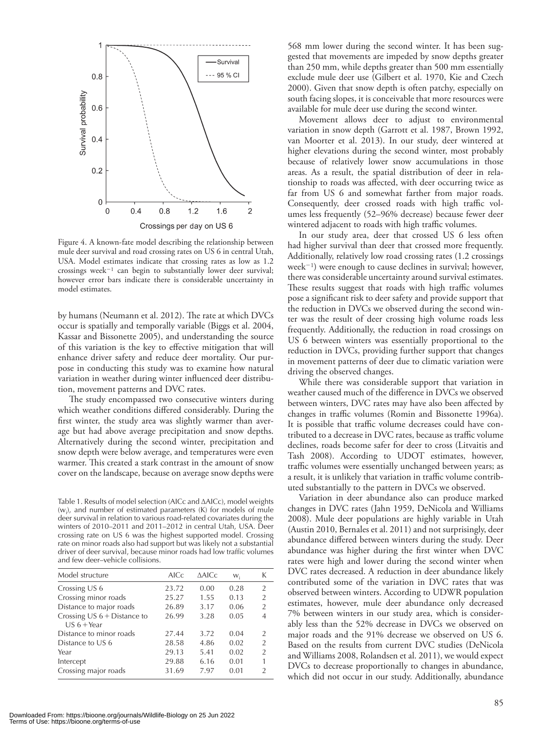1

0.8

0.6

0.4

0.2

0

Survival probability

Survival

95 % CI

0 0.4 0.8 1.2 1.6 2

Crossings per day on US 6

Figure 4. A known-fate model describing the relationship between mule deer survival and road crossing rates on US 6 in central Utah, USA. Model estimates indicate that crossing rates as low as 1.2 crossings week$^{-1}$ can begin to substantially lower deer survival; however error bars indicate there is considerable uncertainty in model estimates.

by humans (Neumann et al. 2012). The rate at which DVCs occur is spatially and temporally variable (Biggs et al. 2004, Kassar and Bissonette 2005), and understanding the source of this variation is the key to effective mitigation that will enhance driver safety and reduce deer mortality. Our purpose in conducting this study was to examine how natural variation in weather during winter influenced deer distribution, movement patterns and DVC rates.

The study encompassed two consecutive winters during which weather conditions differed considerably. During the first winter, the study area was slightly warmer than average but had above average precipitation and snow depths. Alternatively during the second winter, precipitation and snow depth were below average, and temperatures were even warmer. This created a stark contrast in the amount of snow cover on the landscape, because on average snow depths were

Table 1. Results of model selection (AICc and ΔAICc), model weights ($w_i$), and number of estimated parameters (K) for models of mule deer survival in relation to various road-related covariates during the winters of 2010–2011 and 2011–2012 in central Utah, USA. Deer crossing rate on US 6 was the highest supported model. Crossing rate on minor roads also had support but was likely not a substantial driver of deer survival, because minor roads had low traffic volumes and few deer–vehicle collisions.

| Model structure | AICc | ΔAICc | $w_i$ | K |
|---|---|---|---|---|
| Crossing US 6 | 23.72 | 0.00 | 0.28 | 2 |
| Crossing minor roads | 25.27 | 1.55 | 0.13 | 2 |
| Distance to major roads | 26.89 | 3.17 | 0.06 | 2 |
| Crossing US 6 + Distance to US 6 + Year | 26.99 | 3.28 | 0.05 | 4 |
| Distance to minor roads | 27.44 | 3.72 | 0.04 | 2 |
| Distance to US 6 | 28.58 | 4.86 | 0.02 | 2 |
| Year | 29.13 | 5.41 | 0.02 | 2 |
| Intercept | 29.88 | 6.16 | 0.01 | 1 |
| Crossing major roads | 31.69 | 7.97 | 0.01 | 2 |

568 mm lower during the second winter. It has been suggested that movements are impeded by snow depths greater than 250 mm, while depths greater than 500 mm essentially exclude mule deer use (Gilbert et al. 1970, Kie and Czech 2000). Given that snow depth is often patchy, especially on south facing slopes, it is conceivable that more resources were available for mule deer use during the second winter.

Movement allows deer to adjust to environmental variation in snow depth (Garrott et al. 1987, Brown 1992, van Moorter et al. 2013). In our study, deer wintered at higher elevations during the second winter, most probably because of relatively lower snow accumulations in those areas. As a result, the spatial distribution of deer in relationship to roads was affected, with deer occurring twice as far from US 6 and somewhat farther from major roads. Consequently, deer crossed roads with high traffic volumes less frequently (52–96% decrease) because fewer deer wintered adjacent to roads with high traffic volumes.

In our study area, deer that crossed US 6 less often had higher survival than deer that crossed more frequently. Additionally, relatively low road crossing rates (1.2 crossings week$^{-1}$) were enough to cause declines in survival; however, there was considerable uncertainty around survival estimates. These results suggest that roads with high traffic volumes pose a significant risk to deer safety and provide support that the reduction in DVCs we observed during the second winter was the result of deer crossing high volume roads less frequently. Additionally, the reduction in road crossings on US 6 between winters was essentially proportional to the reduction in DVCs, providing further support that changes in movement patterns of deer due to climatic variation were driving the observed changes.

While there was considerable support that variation in weather caused much of the difference in DVCs we observed between winters, DVC rates may have also been affected by changes in traffic volumes (Romin and Bissonette 1996a). It is possible that traffic volume decreases could have contributed to a decrease in DVC rates, because as traffic volume declines, roads become safer for deer to cross (Litvaitis and Tash 2008). According to UDOT estimates, however, traffic volumes were essentially unchanged between years; as a result, it is unlikely that variation in traffic volume contributed substantially to the pattern in DVCs we observed.

Variation in deer abundance also can produce marked changes in DVC rates (Jahn 1959, DeNicola and Williams 2008). Mule deer populations are highly variable in Utah (Austin 2010, Bernales et al. 2011) and not surprisingly, deer abundance differed between winters during the study. Deer abundance was higher during the first winter when DVC rates were high and lower during the second winter when DVC rates decreased. A reduction in deer abundance likely contributed some of the variation in DVC rates that was observed between winters. According to UDWR population estimates, however, mule deer abundance only decreased 7% between winters in our study area, which is considerably less than the 52% decrease in DVCs we observed on major roads and the 91% decrease we observed on US 6. Based on the results from current DVC studies (DeNicola and Williams 2008, Rolandsen et al. 2011), we would expect DVCs to decrease proportionally to changes in abundance, which did not occur in our study. Additionally, abundance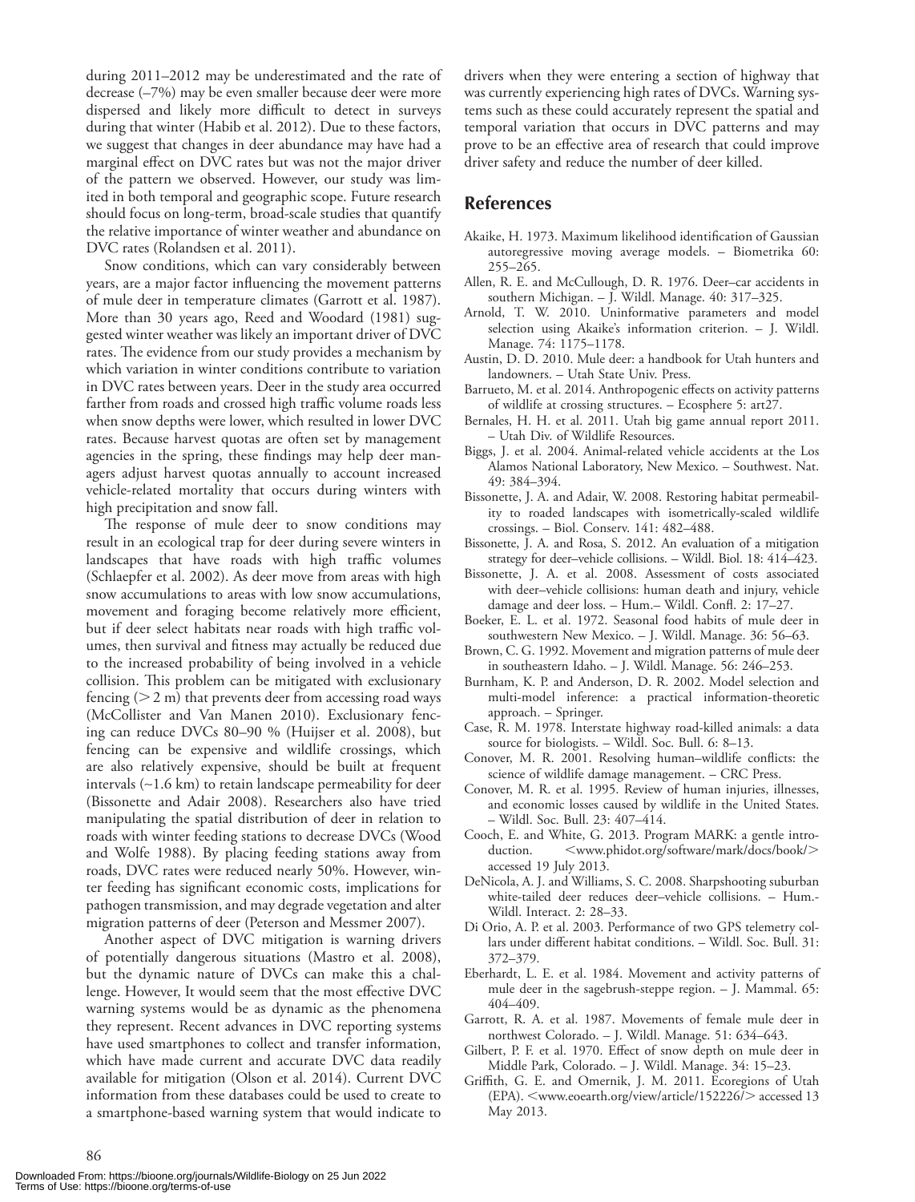during 2011–2012 may be underestimated and the rate of decrease (–7%) may be even smaller because deer were more dispersed and likely more difficult to detect in surveys during that winter (Habib et al. 2012). Due to these factors, we suggest that changes in deer abundance may have had a marginal effect on DVC rates but was not the major driver of the pattern we observed. However, our study was limited in both temporal and geographic scope. Future research should focus on long-term, broad-scale studies that quantify the relative importance of winter weather and abundance on DVC rates (Rolandsen et al. 2011).

Snow conditions, which can vary considerably between years, are a major factor influencing the movement patterns of mule deer in temperature climates (Garrott et al. 1987). More than 30 years ago, Reed and Woodard (1981) suggested winter weather was likely an important driver of DVC rates. The evidence from our study provides a mechanism by which variation in winter conditions contribute to variation in DVC rates between years. Deer in the study area occurred farther from roads and crossed high traffic volume roads less when snow depths were lower, which resulted in lower DVC rates. Because harvest quotas are often set by management agencies in the spring, these findings may help deer managers adjust harvest quotas annually to account increased vehicle-related mortality that occurs during winters with high precipitation and snow fall.

The response of mule deer to snow conditions may result in an ecological trap for deer during severe winters in landscapes that have roads with high traffic volumes (Schlaepfer et al. 2002). As deer move from areas with high snow accumulations to areas with low snow accumulations, movement and foraging become relatively more efficient, but if deer select habitats near roads with high traffic volumes, then survival and fitness may actually be reduced due to the increased probability of being involved in a vehicle collision. This problem can be mitigated with exclusionary fencing ($>$ 2 m) that prevents deer from accessing road ways (McCollister and Van Manen 2010). Exclusionary fencing can reduce DVCs 80–90 % (Huijser et al. 2008), but fencing can be expensive and wildlife crossings, which are also relatively expensive, should be built at frequent intervals (~1.6 km) to retain landscape permeability for deer (Bissonette and Adair 2008). Researchers also have tried manipulating the spatial distribution of deer in relation to roads with winter feeding stations to decrease DVCs (Wood and Wolfe 1988). By placing feeding stations away from roads, DVC rates were reduced nearly 50%. However, winter feeding has significant economic costs, implications for pathogen transmission, and may degrade vegetation and alter migration patterns of deer (Peterson and Messmer 2007).

Another aspect of DVC mitigation is warning drivers of potentially dangerous situations (Mastro et al. 2008), but the dynamic nature of DVCs can make this a challenge. However, It would seem that the most effective DVC warning systems would be as dynamic as the phenomena they represent. Recent advances in DVC reporting systems have used smartphones to collect and transfer information, which have made current and accurate DVC data readily available for mitigation (Olson et al. 2014). Current DVC information from these databases could be used to create to a smartphone-based warning system that would indicate to drivers when they were entering a section of highway that was currently experiencing high rates of DVCs. Warning systems such as these could accurately represent the spatial and temporal variation that occurs in DVC patterns and may prove to be an effective area of research that could improve driver safety and reduce the number of deer killed.

## References

Akaike, H. 1973. Maximum likelihood identification of Gaussian autoregressive moving average models. – Biometrika 60: 255–265.

Allen, R. E. and McCullough, D. R. 1976. Deer–car accidents in southern Michigan. – J. Wildl. Manage. 40: 317–325.

Arnold, T. W. 2010. Uninformative parameters and model selection using Akaike's information criterion. – J. Wildl. Manage. 74: 1175–1178.

Austin, D. D. 2010. Mule deer: a handbook for Utah hunters and landowners. – Utah State Univ. Press.

Barrueto, M. et al. 2014. Anthropogenic effects on activity patterns of wildlife at crossing structures. – Ecosphere 5: art27.

Bernales, H. H. et al. 2011. Utah big game annual report 2011. – Utah Div. of Wildlife Resources.

Biggs, J. et al. 2004. Animal-related vehicle accidents at the Los Alamos National Laboratory, New Mexico. – Southwest. Nat. 49: 384–394.

Bissonette, J. A. and Adair, W. 2008. Restoring habitat permeability to roaded landscapes with isometrically-scaled wildlife crossings. – Biol. Conserv. 141: 482–488.

Bissonette, J. A. and Rosa, S. 2012. An evaluation of a mitigation strategy for deer–vehicle collisions. – Wildl. Biol. 18: 414–423.

Bissonette, J. A. et al. 2008. Assessment of costs associated with deer–vehicle collisions: human death and injury, vehicle damage and deer loss. – Hum.– Wildl. Confl. 2: 17–27.

Boeker, E. L. et al. 1972. Seasonal food habits of mule deer in southwestern New Mexico. – J. Wildl. Manage. 36: 56–63.

Brown, C. G. 1992. Movement and migration patterns of mule deer in southeastern Idaho. – J. Wildl. Manage. 56: 246–253.

Burnham, K. P. and Anderson, D. R. 2002. Model selection and multi-model inference: a practical information-theoretic approach. – Springer.

Case, R. M. 1978. Interstate highway road-killed animals: a data source for biologists. – Wildl. Soc. Bull. 6: 8–13.

Conover, M. R. 2001. Resolving human–wildlife conflicts: the science of wildlife damage management. – CRC Press.

Conover, M. R. et al. 1995. Review of human injuries, illnesses, and economic losses caused by wildlife in the United States. – Wildl. Soc. Bull. 23: 407–414.

Cooch, E. and White, G. 2013. Program MARK: a gentle introduction. <www.phidot.org/software/mark/docs/book/> accessed 19 July 2013.

DeNicola, A. J. and Williams, S. C. 2008. Sharpshooting suburban white-tailed deer reduces deer–vehicle collisions. – Hum.-Wildl. Interact. 2: 28–33.

Di Orio, A. P. et al. 2003. Performance of two GPS telemetry collars under different habitat conditions. – Wildl. Soc. Bull. 31: 372–379.

Eberhardt, L. E. et al. 1984. Movement and activity patterns of mule deer in the sagebrush-steppe region. – J. Mammal. 65: 404–409.

Garrott, R. A. et al. 1987. Movements of female mule deer in northwest Colorado. – J. Wildl. Manage. 51: 634–643.

Gilbert, P. F. et al. 1970. Effect of snow depth on mule deer in Middle Park, Colorado. – J. Wildl. Manage. 34: 15–23.

Griffith, G. E. and Omernik, J. M. 2011. Ecoregions of Utah (EPA). <www.eoearth.org/view/article/152226/> accessed 13 May 2013.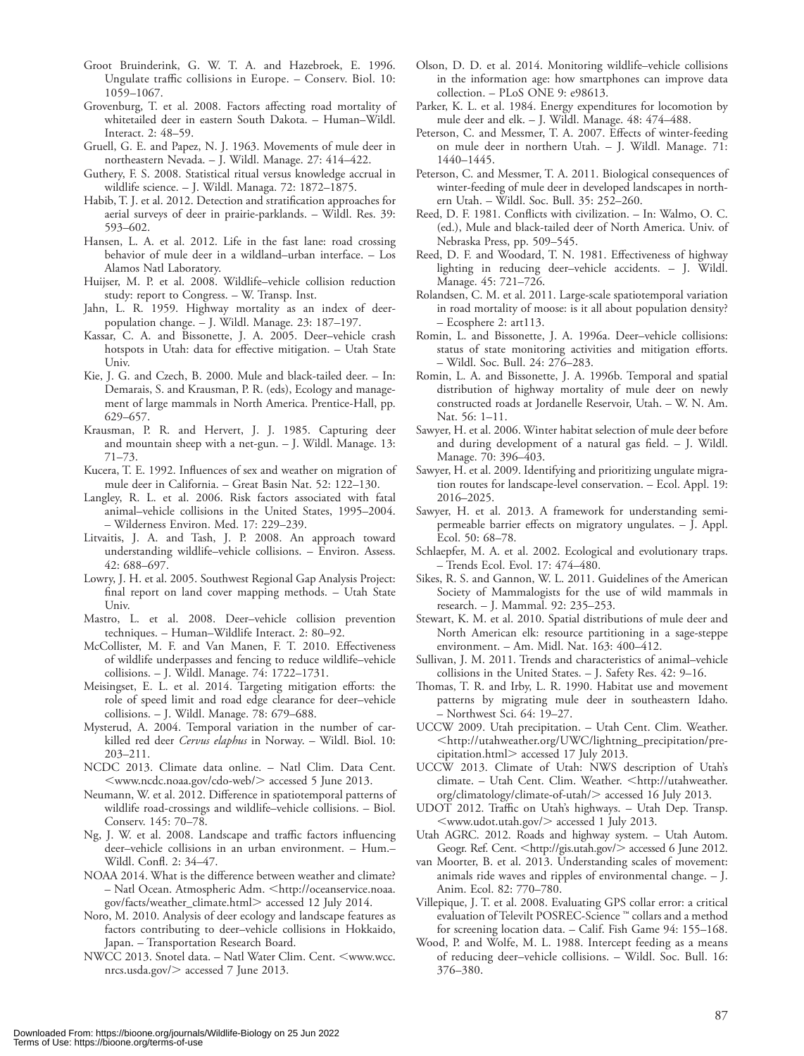Groot Bruinderink, G. W. T. A. and Hazebroek, E. 1996. Ungulate traffic collisions in Europe. – Conserv. Biol. 10: 1059–1067.

Grovenburg, T. et al. 2008. Factors affecting road mortality of whitetailed deer in eastern South Dakota. – Human–Wildl. Interact. 2: 48–59.

Gruell, G. E. and Papez, N. J. 1963. Movements of mule deer in northeastern Nevada. – J. Wildl. Manage. 27: 414–422.

Guthery, F. S. 2008. Statistical ritual versus knowledge accrual in wildlife science. – J. Wildl. Managa. 72: 1872–1875.

Habib, T. J. et al. 2012. Detection and stratification approaches for aerial surveys of deer in prairie-parklands. – Wildl. Res. 39: 593–602.

Hansen, L. A. et al. 2012. Life in the fast lane: road crossing behavior of mule deer in a wildland–urban interface. – Los Alamos Natl Laboratory.

Huijser, M. P. et al. 2008. Wildlife–vehicle collision reduction study: report to Congress. – W. Transp. Inst.

Jahn, L. R. 1959. Highway mortality as an index of deer-population change. – J. Wildl. Manage. 23: 187–197.

Kassar, C. A. and Bissonette, J. A. 2005. Deer–vehicle crash hotspots in Utah: data for effective mitigation. – Utah State Univ.

Kie, J. G. and Czech, B. 2000. Mule and black-tailed deer. – In: Demarais, S. and Krausman, P. R. (eds), Ecology and management of large mammals in North America. Prentice-Hall, pp. 629–657.

Krausman, P. R. and Hervert, J. J. 1985. Capturing deer and mountain sheep with a net-gun. – J. Wildl. Manage. 13: 71–73.

Kucera, T. E. 1992. Influences of sex and weather on migration of mule deer in California. – Great Basin Nat. 52: 122–130.

Langley, R. L. et al. 2006. Risk factors associated with fatal animal–vehicle collisions in the United States, 1995–2004. – Wilderness Environ. Med. 17: 229–239.

Litvaitis, J. A. and Tash, J. P. 2008. An approach toward understanding wildlife–vehicle collisions. – Environ. Assess. 42: 688–697.

Lowry, J. H. et al. 2005. Southwest Regional Gap Analysis Project: final report on land cover mapping methods. – Utah State Univ.

Mastro, L. et al. 2008. Deer–vehicle collision prevention techniques. – Human–Wildlife Interact. 2: 80–92.

McCollister, M. F. and Van Manen, F. T. 2010. Effectiveness of wildlife underpasses and fencing to reduce wildlife–vehicle collisions. – J. Wildl. Manage. 74: 1722–1731.

Meisingset, E. L. et al. 2014. Targeting mitigation efforts: the role of speed limit and road edge clearance for deer–vehicle collisions. – J. Wildl. Manage. 78: 679–688.

Mysterud, A. 2004. Temporal variation in the number of car-killed red deer *Cervus elaphus* in Norway. – Wildl. Biol. 10: 203–211.

NCDC 2013. Climate data online. – Natl Clim. Data Cent. <www.ncdc.noaa.gov/cdo-web/> accessed 5 June 2013.

Neumann, W. et al. 2012. Difference in spatiotemporal patterns of wildlife road-crossings and wildlife–vehicle collisions. – Biol. Conserv. 145: 70–78.

Ng, J. W. et al. 2008. Landscape and traffic factors influencing deer–vehicle collisions in an urban environment. – Hum.–Wildl. Confl. 2: 34–47.

NOAA 2014. What is the difference between weather and climate? – Natl Ocean. Atmospheric Adm. <http://oceanservice.noaa.gov/facts/weather_climate.html> accessed 12 July 2014.

Noro, M. 2010. Analysis of deer ecology and landscape features as factors contributing to deer–vehicle collisions in Hokkaido, Japan. – Transportation Research Board.

NWCC 2013. Snotel data. – Natl Water Clim. Cent. <www.wcc.nrcs.usda.gov/> accessed 7 June 2013.

Olson, D. D. et al. 2014. Monitoring wildlife–vehicle collisions in the information age: how smartphones can improve data collection. – PLoS ONE 9: e98613.

Parker, K. L. et al. 1984. Energy expenditures for locomotion by mule deer and elk. – J. Wildl. Manage. 48: 474–488.

Peterson, C. and Messmer, T. A. 2007. Effects of winter-feeding on mule deer in northern Utah. – J. Wildl. Manage. 71: 1440–1445.

Peterson, C. and Messmer, T. A. 2011. Biological consequences of winter-feeding of mule deer in developed landscapes in northern Utah. – Wildl. Soc. Bull. 35: 252–260.

Reed, D. F. 1981. Conflicts with civilization. – In: Walmo, O. C. (ed.), Mule and black-tailed deer of North America. Univ. of Nebraska Press, pp. 509–545.

Reed, D. F. and Woodard, T. N. 1981. Effectiveness of highway lighting in reducing deer–vehicle accidents. – J. Wildl. Manage. 45: 721–726.

Rolandsen, C. M. et al. 2011. Large-scale spatiotemporal variation in road mortality of moose: is it all about population density? – Ecosphere 2: art113.

Romin, L. and Bissonette, J. A. 1996a. Deer–vehicle collisions: status of state monitoring activities and mitigation efforts. – Wildl. Soc. Bull. 24: 276–283.

Romin, L. A. and Bissonette, J. A. 1996b. Temporal and spatial distribution of highway mortality of mule deer on newly constructed roads at Jordanelle Reservoir, Utah. – W. N. Am. Nat. 56: 1–11.

Sawyer, H. et al. 2006. Winter habitat selection of mule deer before and during development of a natural gas field. – J. Wildl. Manage. 70: 396–403.

Sawyer, H. et al. 2009. Identifying and prioritizing ungulate migration routes for landscape-level conservation. – Ecol. Appl. 19: 2016–2025.

Sawyer, H. et al. 2013. A framework for understanding semi-permeable barrier effects on migratory ungulates. – J. Appl. Ecol. 50: 68–78.

Schlaepfer, M. A. et al. 2002. Ecological and evolutionary traps. – Trends Ecol. Evol. 17: 474–480.

Sikes, R. S. and Gannon, W. L. 2011. Guidelines of the American Society of Mammalogists for the use of wild mammals in research. – J. Mammal. 92: 235–253.

Stewart, K. M. et al. 2010. Spatial distributions of mule deer and North American elk: resource partitioning in a sage-steppe environment. – Am. Midl. Nat. 163: 400–412.

Sullivan, J. M. 2011. Trends and characteristics of animal–vehicle collisions in the United States. – J. Safety Res. 42: 9–16.

Thomas, T. R. and Irby, L. R. 1990. Habitat use and movement patterns by migrating mule deer in southeastern Idaho. – Northwest Sci. 64: 19–27.

UCCW 2009. Utah precipitation. – Utah Cent. Clim. Weather. <http://utahweather.org/UWC/lightning_precipitation/precipitation.html> accessed 17 July 2013.

UCCW 2013. Climate of Utah: NWS description of Utah's climate. – Utah Cent. Clim. Weather. <http://utahweather.org/climatology/climate-of-utah/> accessed 16 July 2013.

UDOT 2012. Traffic on Utah's highways. – Utah Dep. Transp. <www.udot.utah.gov/> accessed 1 July 2013.

Utah AGRC. 2012. Roads and highway system. – Utah Autom. Geogr. Ref. Cent. <http://gis.utah.gov/> accessed 6 June 2012.

van Moorter, B. et al. 2013. Understanding scales of movement: animals ride waves and ripples of environmental change. – J. Anim. Ecol. 82: 770–780.

Villepique, J. T. et al. 2008. Evaluating GPS collar error: a critical evaluation of Televilt POSREC-Science ™ collars and a method for screening location data. – Calif. Fish Game 94: 155–168.

Wood, P. and Wolfe, M. L. 1988. Intercept feeding as a means of reducing deer–vehicle collisions. – Wildl. Soc. Bull. 16: 376–380.